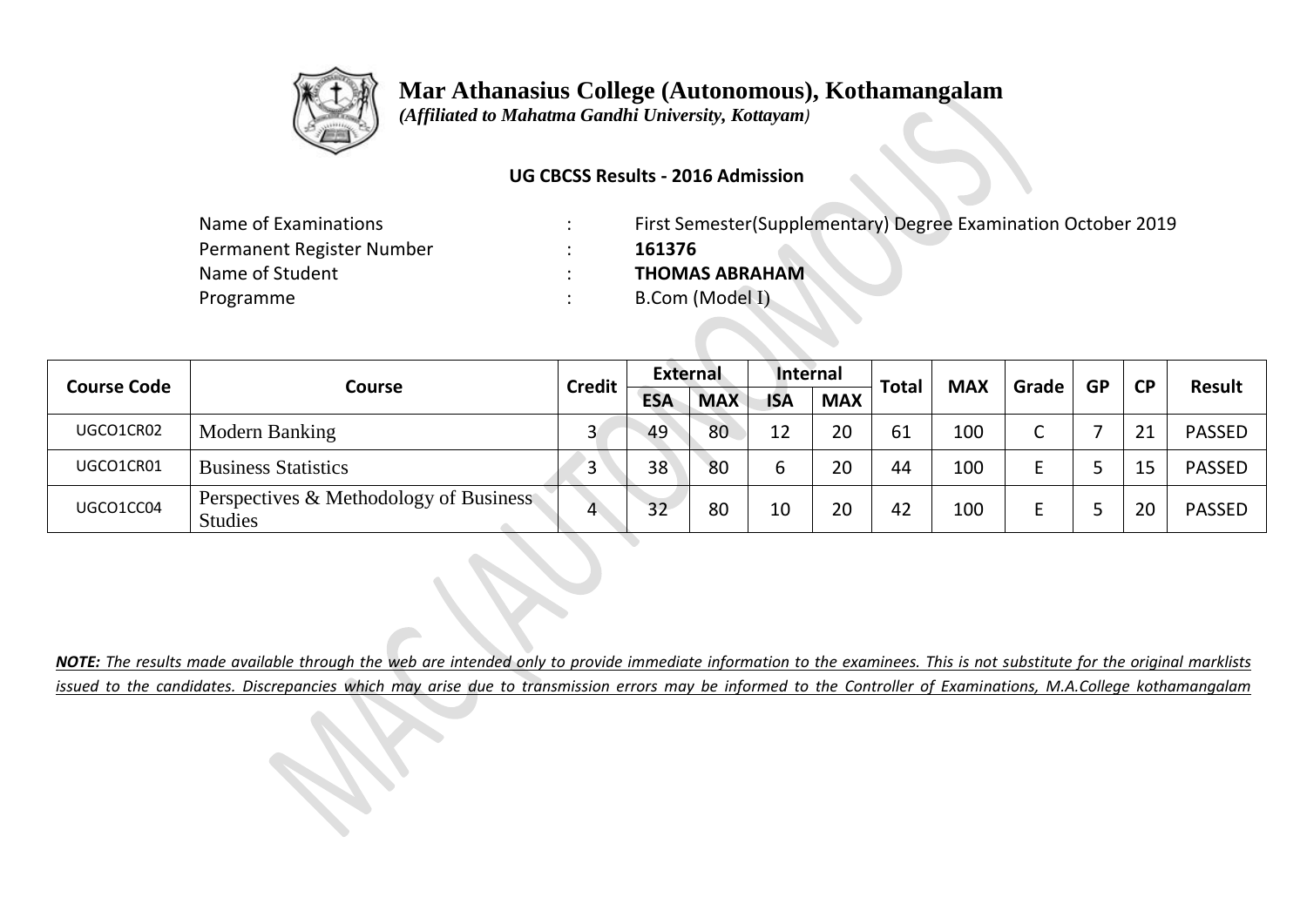# Mar Athanasius College (Autonomous), Kothamangalam

*(Affiliated to Mahatma Gandhi University, Kottayam)*

**UG CBCSS Results - 2016 Admission**

| | | |
|---|---|---|
| Name of Examinations | : | First Semester(Supplementary) Degree Examination October 2019 |
| Permanent Register Number | : | **161376** |
| Name of Student | : | **THOMAS ABRAHAM** |
| Programme | : | B.Com (Model I) |

| Course Code | Course | Credit | External | | Internal | | Total | MAX | Grade | GP | CP | Result |
|---|---|---|---|---|---|---|---|---|---|---|---|---|
| | | | ESA | MAX | ISA | MAX | | | | | | |
| UGCO1CR02 | Modern Banking | 3 | 49 | 80 | 12 | 20 | 61 | 100 | C | 7 | 21 | PASSED |
| UGCO1CR01 | Business Statistics | 3 | 38 | 80 | 6 | 20 | 44 | 100 | E | 5 | 15 | PASSED |
| UGCO1CC04 | Perspectives & Methodology of Business Studies | 4 | 32 | 80 | 10 | 20 | 42 | 100 | E | 5 | 20 | PASSED |

***NOTE:** The results made available through the web are intended only to provide immediate information to the examinees. This is not substitute for the original marklists issued to the candidates. Discrepancies which may arise due to transmission errors may be informed to the Controller of Examinations, M.A.College kothamangalam*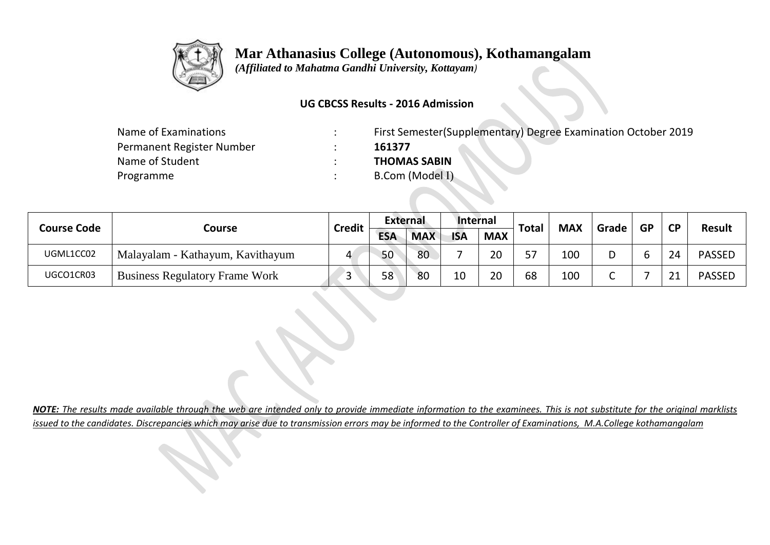# Mar Athanasius College (Autonomous), Kothamangalam

*(Affiliated to Mahatma Gandhi University, Kottayam)*

**UG CBCSS Results - 2016 Admission**

| | | |
|---|---|---|
| Name of Examinations | : | First Semester(Supplementary) Degree Examination October 2019 |
| Permanent Register Number | : | **161377** |
| Name of Student | : | **THOMAS SABIN** |
| Programme | : | B.Com (Model I) |

| Course Code | Course | Credit | External | | Internal | | Total | MAX | Grade | GP | CP | Result |
|---|---|---|---|---|---|---|---|---|---|---|---|---|
| | | | ESA | MAX | ISA | MAX | | | | | | |
| UGML1CC02 | Malayalam - Kathayum, Kavithayum | 4 | 50 | 80 | 7 | 20 | 57 | 100 | D | 6 | 24 | PASSED |
| UGCO1CR03 | Business Regulatory Frame Work | 3 | 58 | 80 | 10 | 20 | 68 | 100 | C | 7 | 21 | PASSED |

***NOTE:** The results made available through the web are intended only to provide immediate information to the examinees. This is not substitute for the original marklists issued to the candidates. Discrepancies which may arise due to transmission errors may be informed to the Controller of Examinations, M.A.College kothamangalam*